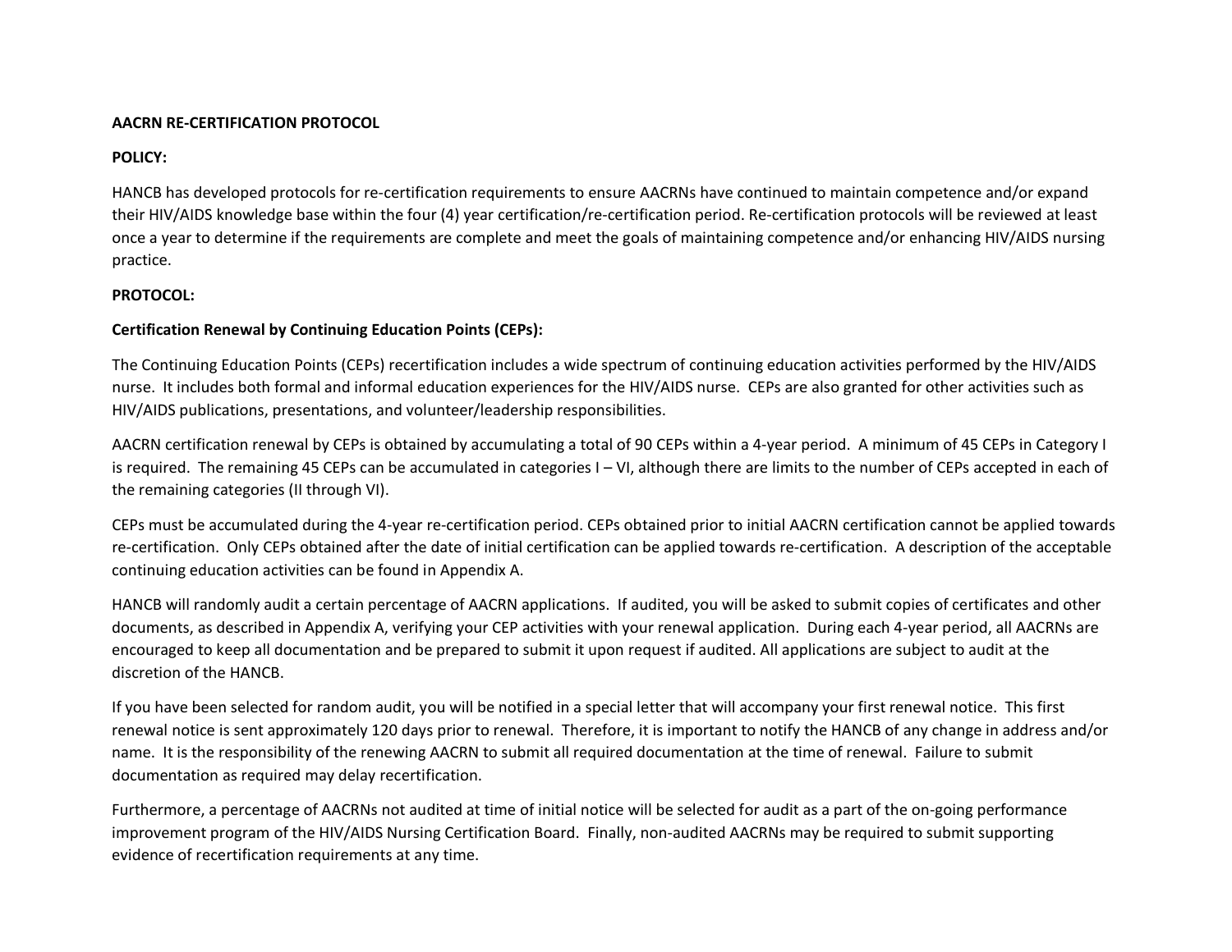**AACRN RE-CERTIFICATION PROTOCOL**

**POLICY:**

HANCB has developed protocols for re-certification requirements to ensure AACRNs have continued to maintain competence and/or expand their HIV/AIDS knowledge base within the four (4) year certification/re-certification period. Re-certification protocols will be reviewed at least once a year to determine if the requirements are complete and meet the goals of maintaining competence and/or enhancing HIV/AIDS nursing practice.

**PROTOCOL:**

**Certification Renewal by Continuing Education Points (CEPs):**

The Continuing Education Points (CEPs) recertification includes a wide spectrum of continuing education activities performed by the HIV/AIDS nurse. It includes both formal and informal education experiences for the HIV/AIDS nurse. CEPs are also granted for other activities such as HIV/AIDS publications, presentations, and volunteer/leadership responsibilities.

AACRN certification renewal by CEPs is obtained by accumulating a total of 90 CEPs within a 4-year period. A minimum of 45 CEPs in Category I is required. The remaining 45 CEPs can be accumulated in categories I – VI, although there are limits to the number of CEPs accepted in each of the remaining categories (II through VI).

CEPs must be accumulated during the 4-year re-certification period. CEPs obtained prior to initial AACRN certification cannot be applied towards re-certification. Only CEPs obtained after the date of initial certification can be applied towards re-certification. A description of the acceptable continuing education activities can be found in Appendix A.

HANCB will randomly audit a certain percentage of AACRN applications. If audited, you will be asked to submit copies of certificates and other documents, as described in Appendix A, verifying your CEP activities with your renewal application. During each 4-year period, all AACRNs are encouraged to keep all documentation and be prepared to submit it upon request if audited. All applications are subject to audit at the discretion of the HANCB.

If you have been selected for random audit, you will be notified in a special letter that will accompany your first renewal notice. This first renewal notice is sent approximately 120 days prior to renewal. Therefore, it is important to notify the HANCB of any change in address and/or name. It is the responsibility of the renewing AACRN to submit all required documentation at the time of renewal. Failure to submit documentation as required may delay recertification.

Furthermore, a percentage of AACRNs not audited at time of initial notice will be selected for audit as a part of the on-going performance improvement program of the HIV/AIDS Nursing Certification Board. Finally, non-audited AACRNs may be required to submit supporting evidence of recertification requirements at any time.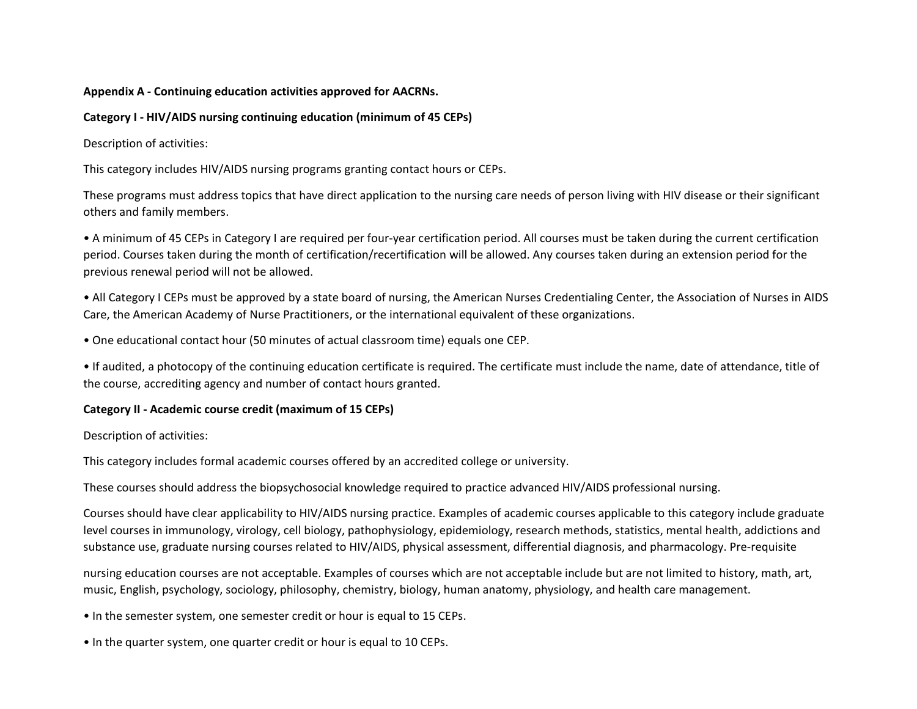**Appendix A - Continuing education activities approved for AACRNs.**

**Category I - HIV/AIDS nursing continuing education (minimum of 45 CEPs)**

Description of activities:

This category includes HIV/AIDS nursing programs granting contact hours or CEPs.

These programs must address topics that have direct application to the nursing care needs of person living with HIV disease or their significant others and family members.

- A minimum of 45 CEPs in Category I are required per four-year certification period. All courses must be taken during the current certification period. Courses taken during the month of certification/recertification will be allowed. Any courses taken during an extension period for the previous renewal period will not be allowed.
- All Category I CEPs must be approved by a state board of nursing, the American Nurses Credentialing Center, the Association of Nurses in AIDS Care, the American Academy of Nurse Practitioners, or the international equivalent of these organizations.
- One educational contact hour (50 minutes of actual classroom time) equals one CEP.
- If audited, a photocopy of the continuing education certificate is required. The certificate must include the name, date of attendance, title of the course, accrediting agency and number of contact hours granted.

**Category II - Academic course credit (maximum of 15 CEPs)**

Description of activities:

This category includes formal academic courses offered by an accredited college or university.

These courses should address the biopsychosocial knowledge required to practice advanced HIV/AIDS professional nursing.

Courses should have clear applicability to HIV/AIDS nursing practice. Examples of academic courses applicable to this category include graduate level courses in immunology, virology, cell biology, pathophysiology, epidemiology, research methods, statistics, mental health, addictions and substance use, graduate nursing courses related to HIV/AIDS, physical assessment, differential diagnosis, and pharmacology. Pre-requisite nursing education courses are not acceptable. Examples of courses which are not acceptable include but are not limited to history, math, art, music, English, psychology, sociology, philosophy, chemistry, biology, human anatomy, physiology, and health care management.

- In the semester system, one semester credit or hour is equal to 15 CEPs.
- In the quarter system, one quarter credit or hour is equal to 10 CEPs.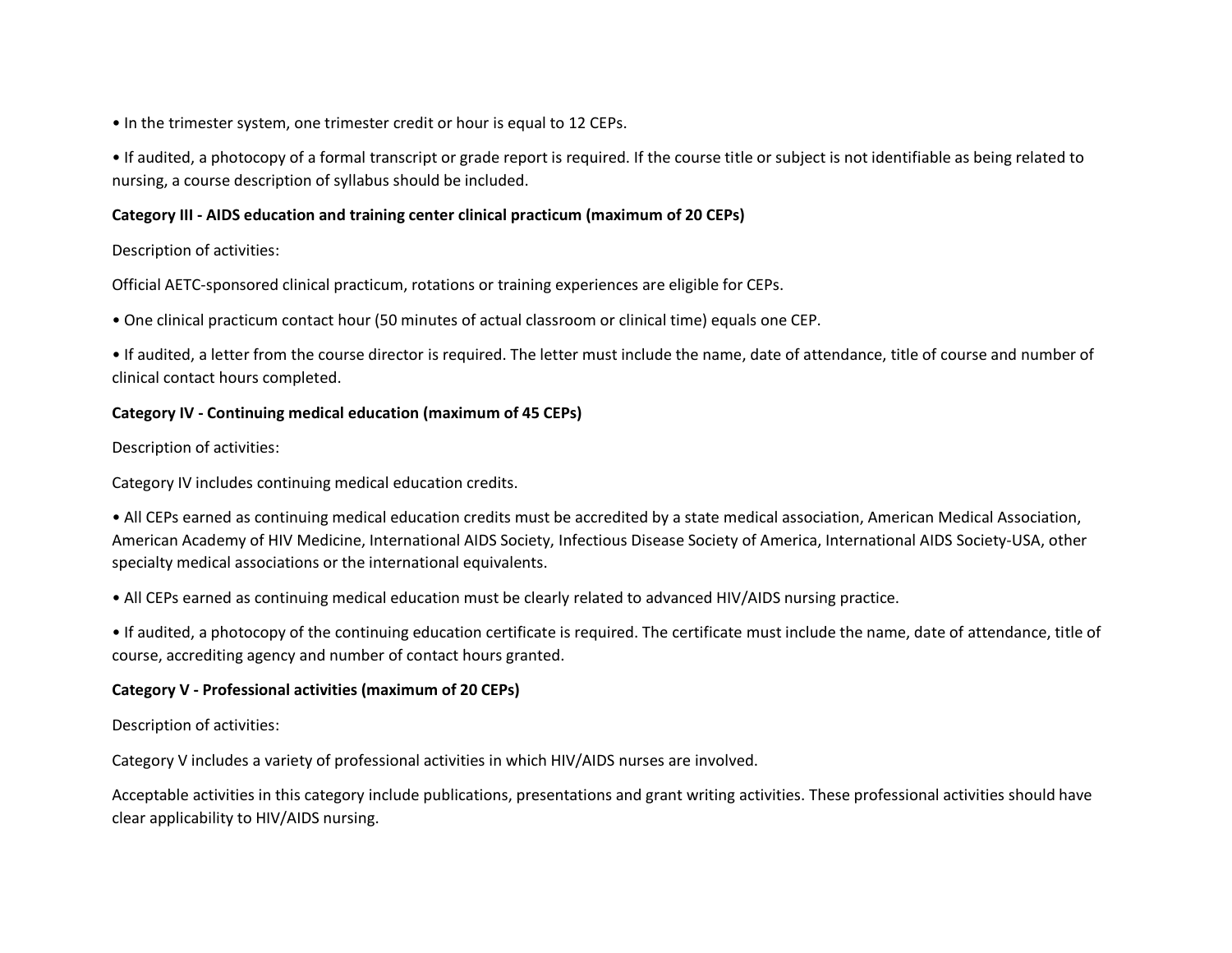- In the trimester system, one trimester credit or hour is equal to 12 CEPs.
- If audited, a photocopy of a formal transcript or grade report is required. If the course title or subject is not identifiable as being related to nursing, a course description of syllabus should be included.

**Category III - AIDS education and training center clinical practicum (maximum of 20 CEPs)**

Description of activities:

Official AETC-sponsored clinical practicum, rotations or training experiences are eligible for CEPs.

- One clinical practicum contact hour (50 minutes of actual classroom or clinical time) equals one CEP.
- If audited, a letter from the course director is required. The letter must include the name, date of attendance, title of course and number of clinical contact hours completed.

**Category IV - Continuing medical education (maximum of 45 CEPs)**

Description of activities:

Category IV includes continuing medical education credits.

- All CEPs earned as continuing medical education credits must be accredited by a state medical association, American Medical Association, American Academy of HIV Medicine, International AIDS Society, Infectious Disease Society of America, International AIDS Society-USA, other specialty medical associations or the international equivalents.
- All CEPs earned as continuing medical education must be clearly related to advanced HIV/AIDS nursing practice.
- If audited, a photocopy of the continuing education certificate is required. The certificate must include the name, date of attendance, title of course, accrediting agency and number of contact hours granted.

**Category V - Professional activities (maximum of 20 CEPs)**

Description of activities:

Category V includes a variety of professional activities in which HIV/AIDS nurses are involved.

Acceptable activities in this category include publications, presentations and grant writing activities. These professional activities should have clear applicability to HIV/AIDS nursing.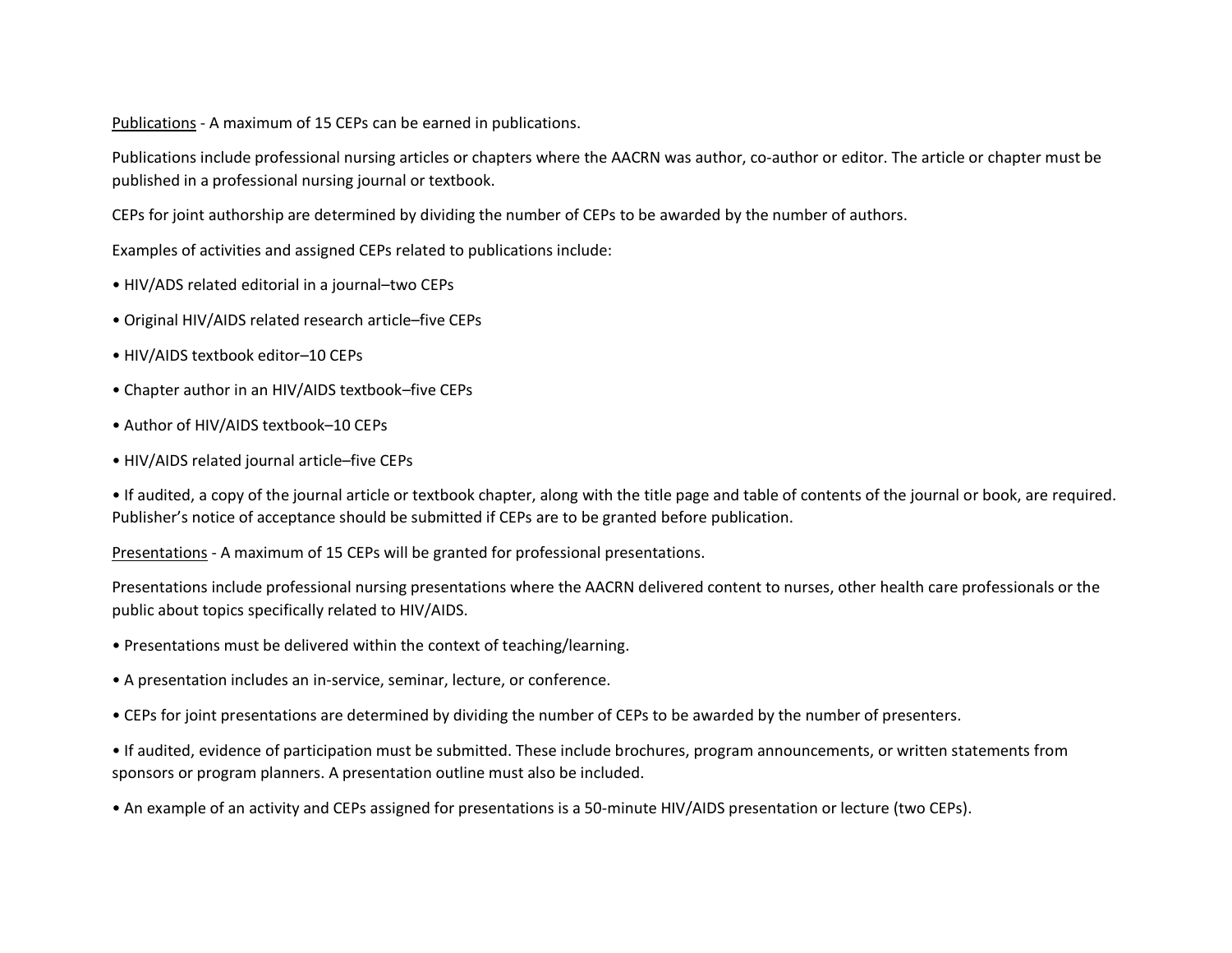<u>Publications</u> - A maximum of 15 CEPs can be earned in publications.

Publications include professional nursing articles or chapters where the AACRN was author, co-author or editor. The article or chapter must be published in a professional nursing journal or textbook.

CEPs for joint authorship are determined by dividing the number of CEPs to be awarded by the number of authors.

Examples of activities and assigned CEPs related to publications include:

- HIV/ADS related editorial in a journal–two CEPs
- Original HIV/AIDS related research article–five CEPs
- HIV/AIDS textbook editor–10 CEPs
- Chapter author in an HIV/AIDS textbook–five CEPs
- Author of HIV/AIDS textbook–10 CEPs
- HIV/AIDS related journal article–five CEPs
- If audited, a copy of the journal article or textbook chapter, along with the title page and table of contents of the journal or book, are required. Publisher's notice of acceptance should be submitted if CEPs are to be granted before publication.

<u>Presentations</u> - A maximum of 15 CEPs will be granted for professional presentations.

Presentations include professional nursing presentations where the AACRN delivered content to nurses, other health care professionals or the public about topics specifically related to HIV/AIDS.

- Presentations must be delivered within the context of teaching/learning.
- A presentation includes an in-service, seminar, lecture, or conference.
- CEPs for joint presentations are determined by dividing the number of CEPs to be awarded by the number of presenters.
- If audited, evidence of participation must be submitted. These include brochures, program announcements, or written statements from sponsors or program planners. A presentation outline must also be included.
- An example of an activity and CEPs assigned for presentations is a 50-minute HIV/AIDS presentation or lecture (two CEPs).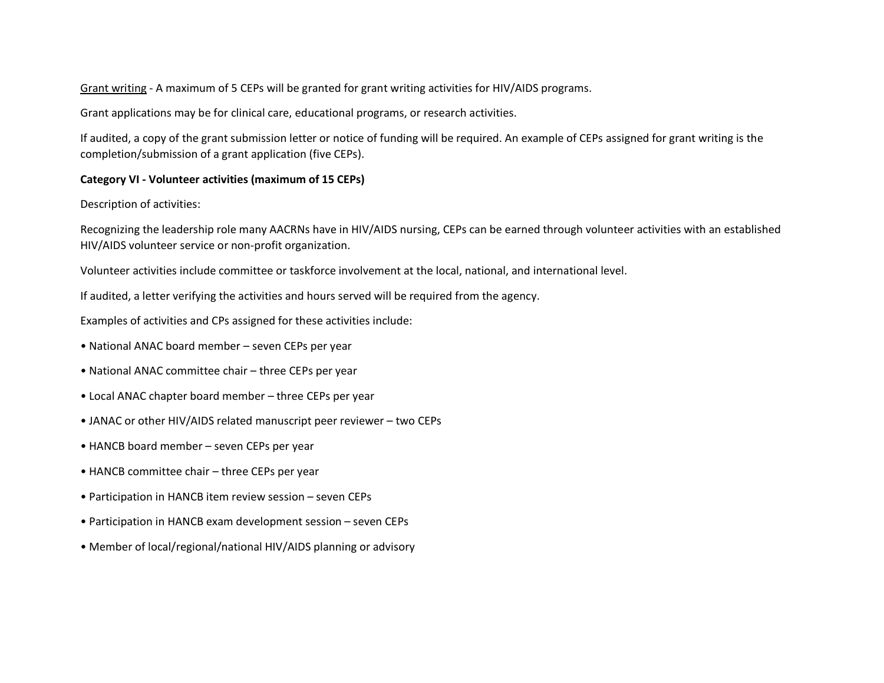Grant writing - A maximum of 5 CEPs will be granted for grant writing activities for HIV/AIDS programs.

Grant applications may be for clinical care, educational programs, or research activities.

If audited, a copy of the grant submission letter or notice of funding will be required. An example of CEPs assigned for grant writing is the completion/submission of a grant application (five CEPs).

**Category VI - Volunteer activities (maximum of 15 CEPs)**

Description of activities:

Recognizing the leadership role many AACRNs have in HIV/AIDS nursing, CEPs can be earned through volunteer activities with an established HIV/AIDS volunteer service or non-profit organization.

Volunteer activities include committee or taskforce involvement at the local, national, and international level.

If audited, a letter verifying the activities and hours served will be required from the agency.

Examples of activities and CPs assigned for these activities include:

- National ANAC board member – seven CEPs per year
- National ANAC committee chair – three CEPs per year
- Local ANAC chapter board member – three CEPs per year
- JANAC or other HIV/AIDS related manuscript peer reviewer – two CEPs
- HANCB board member – seven CEPs per year
- HANCB committee chair – three CEPs per year
- Participation in HANCB item review session – seven CEPs
- Participation in HANCB exam development session – seven CEPs
- Member of local/regional/national HIV/AIDS planning or advisory